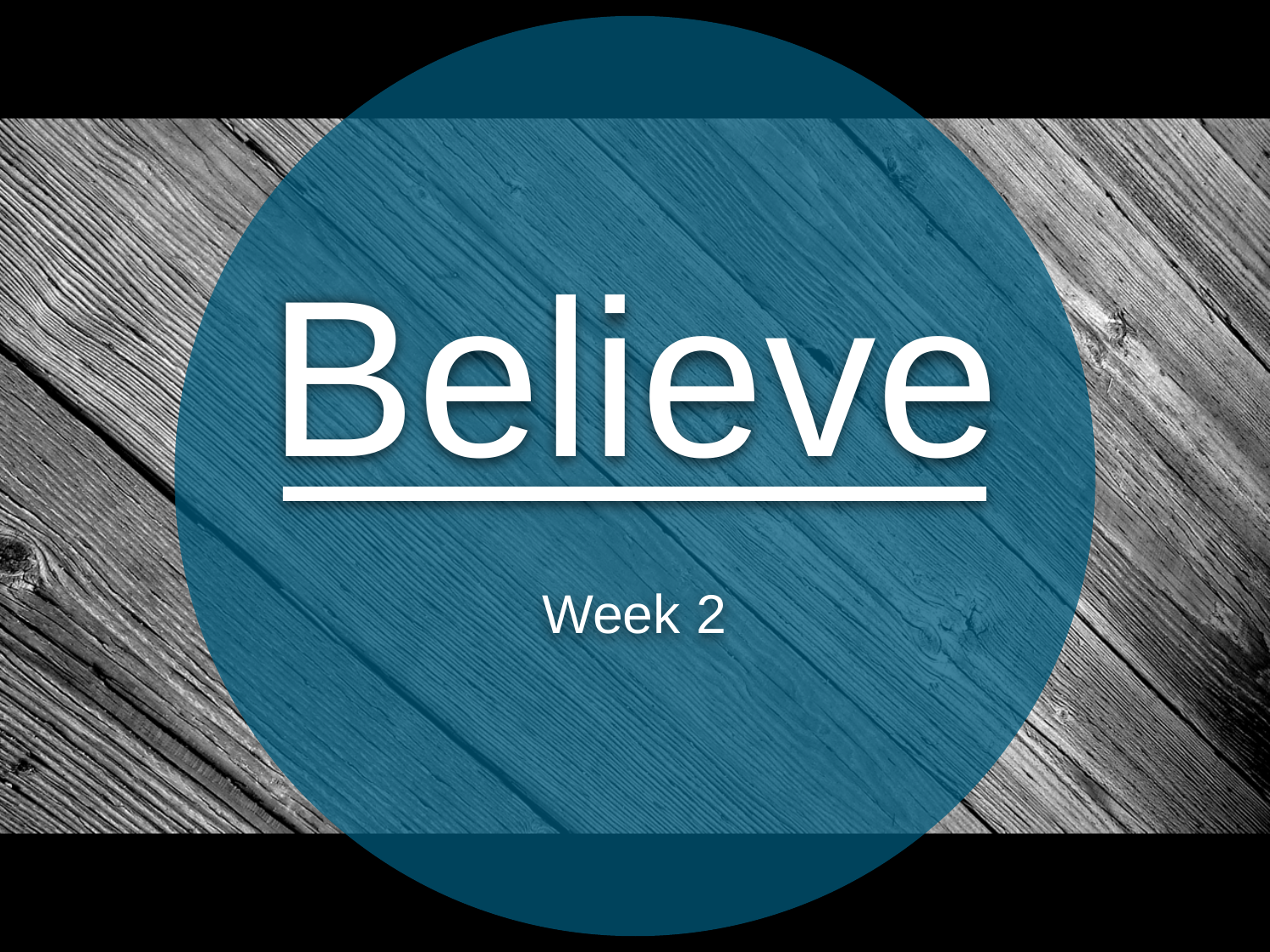# Believe

Week 2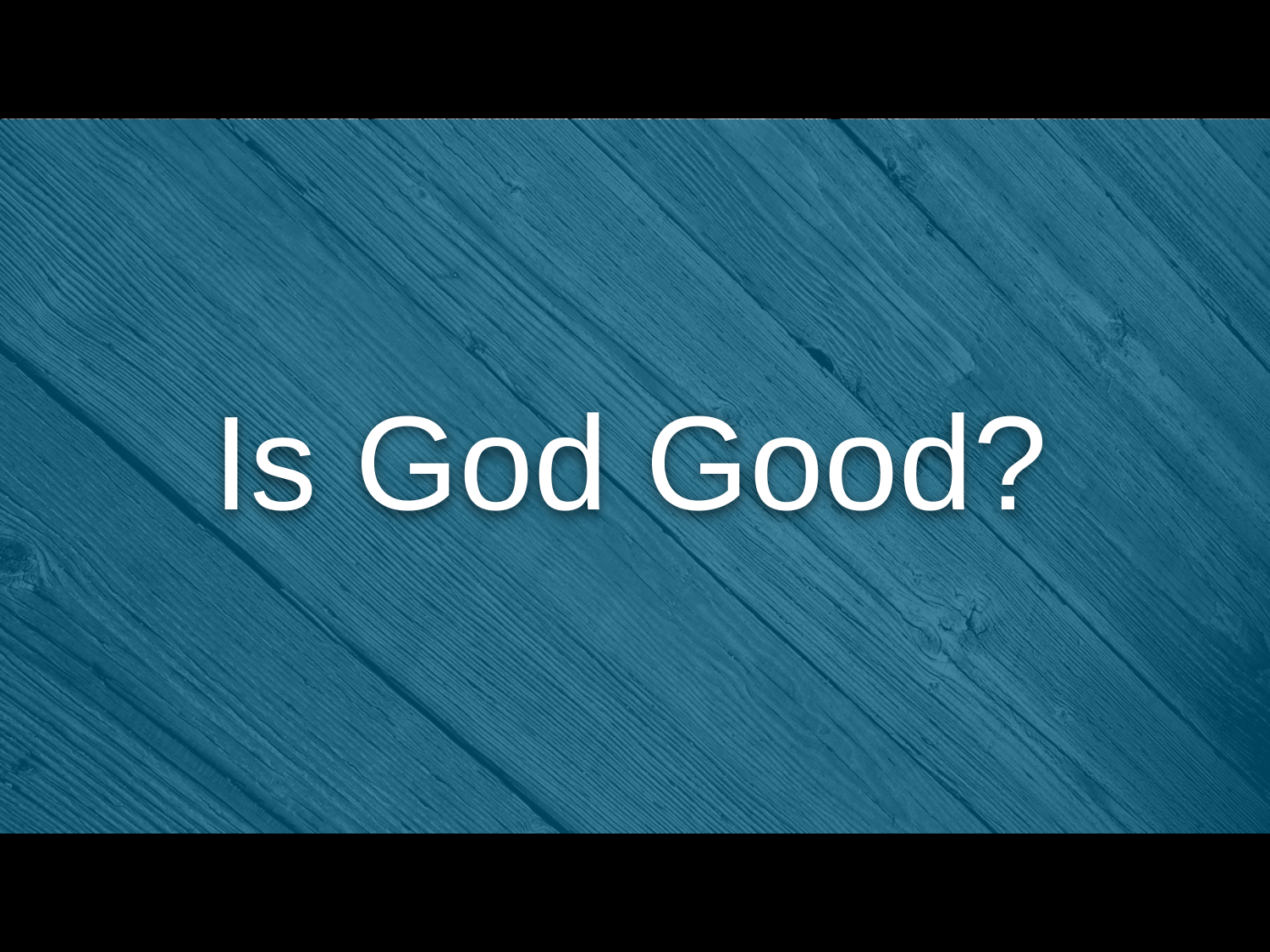# Is God Good?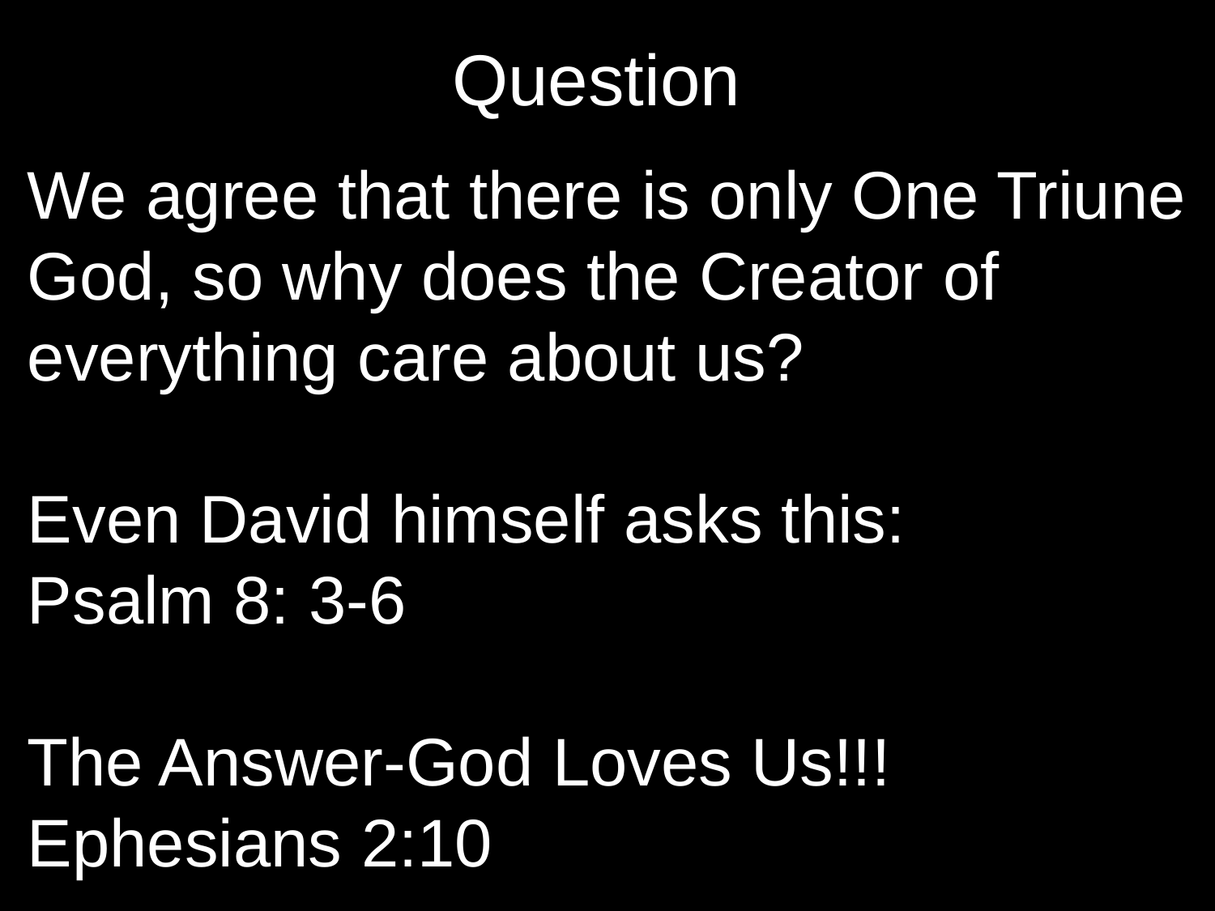# Question

We agree that there is only One Triune God, so why does the Creator of everything care about us?

Even David himself asks this:
Psalm 8: 3-6

The Answer-God Loves Us!!!
Ephesians 2:10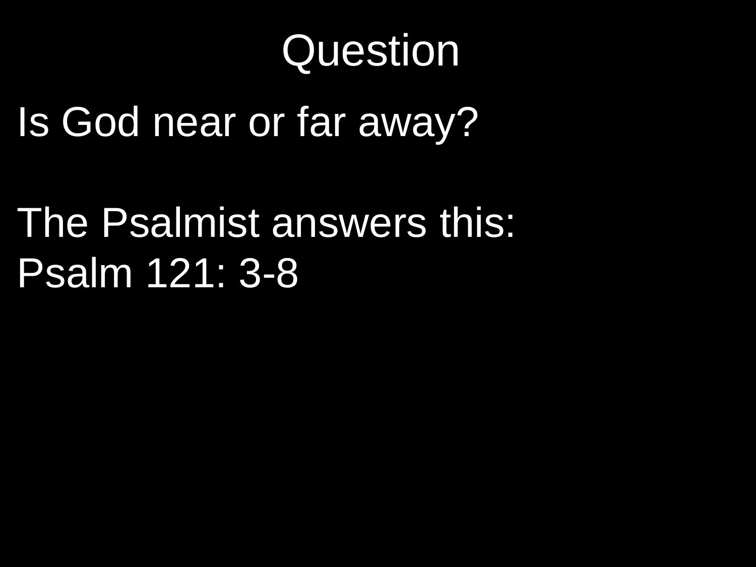# Question

Is God near or far away?

The Psalmist answers this:
Psalm 121: 3-8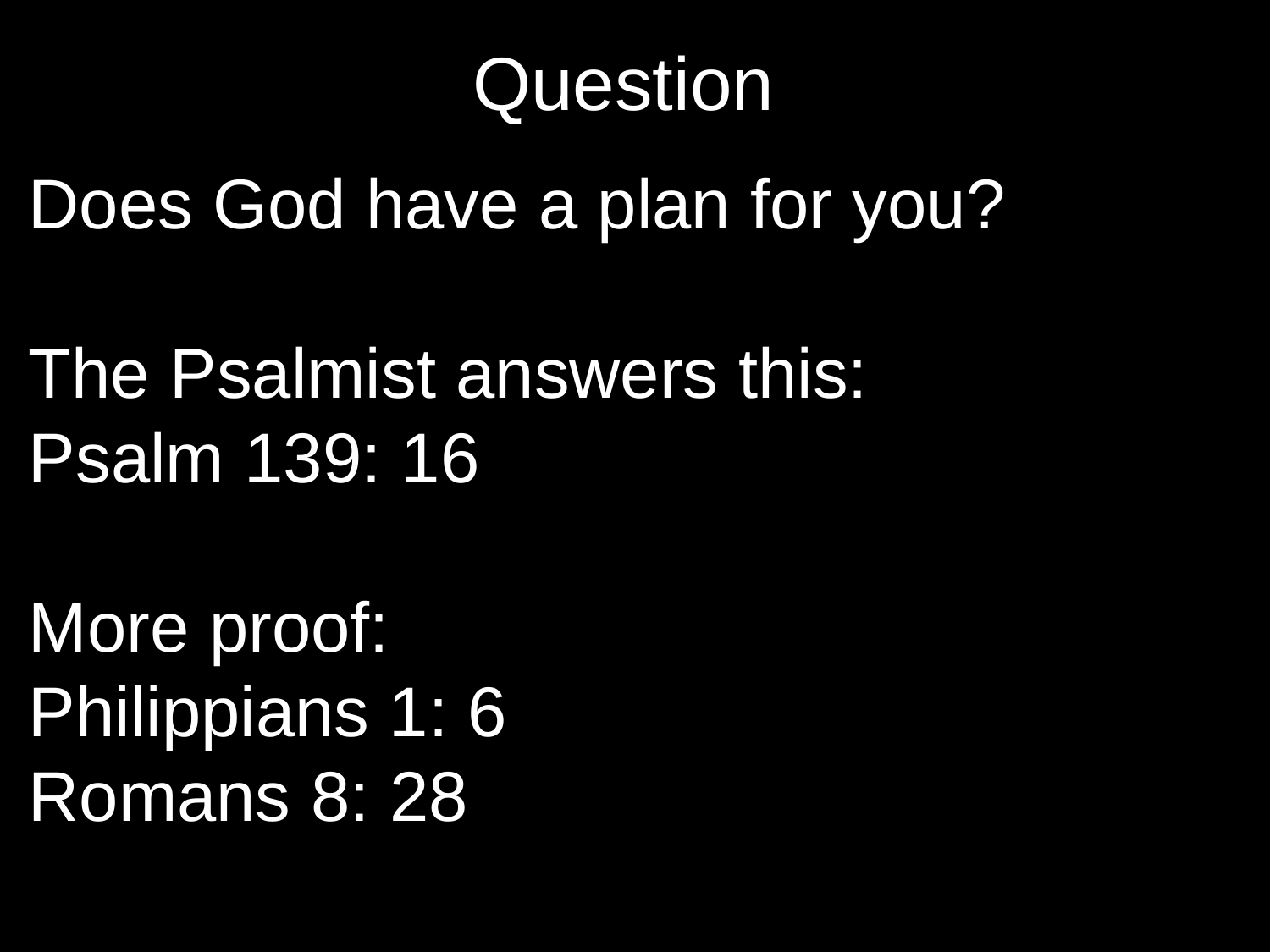# Question

Does God have a plan for you?

The Psalmist answers this:
Psalm 139: 16

More proof:
Philippians 1: 6
Romans 8: 28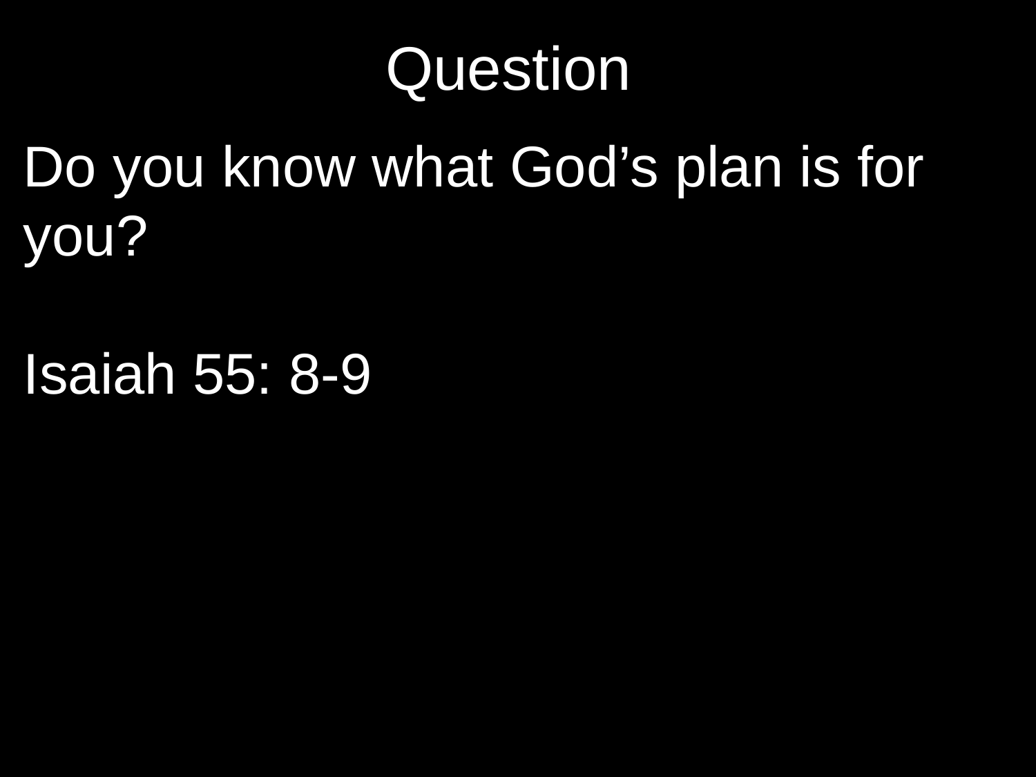# Question

Do you know what God’s plan is for you?

Isaiah 55: 8-9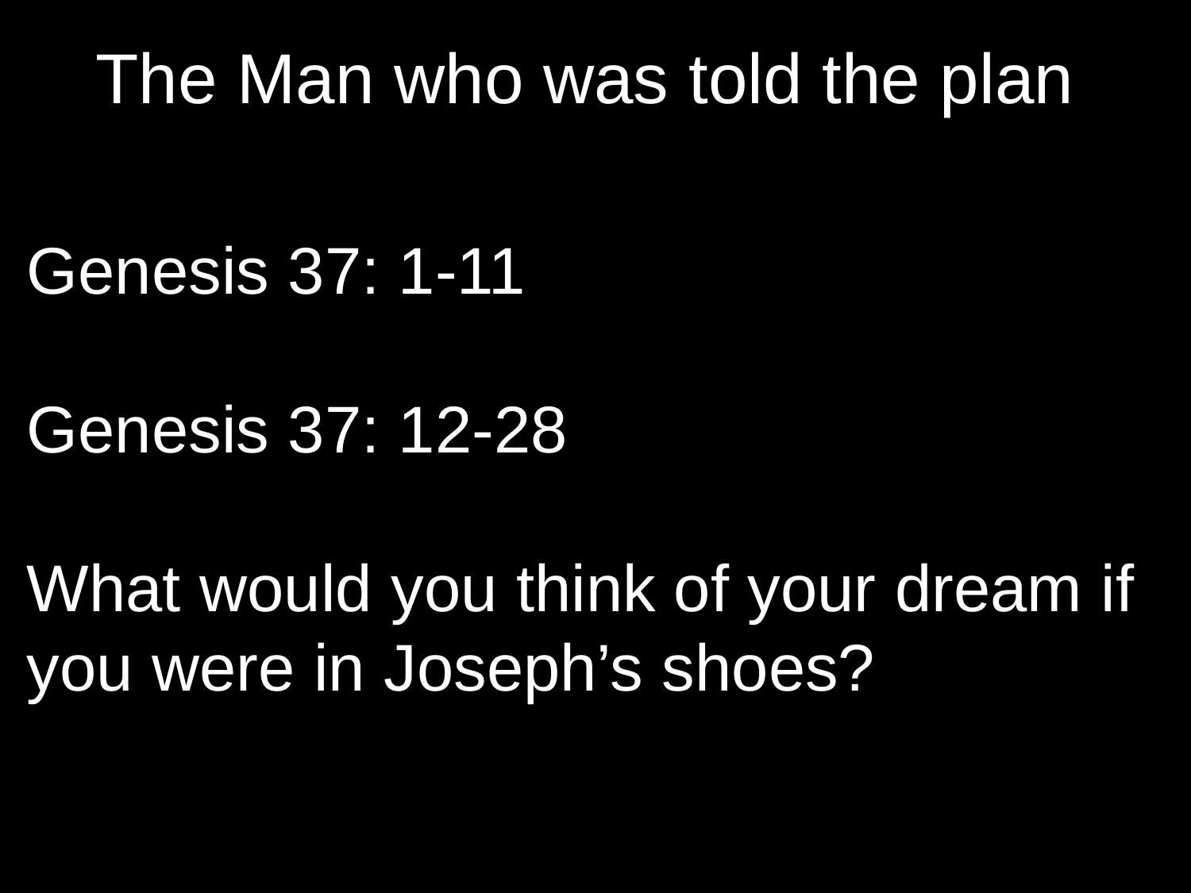# The Man who was told the plan

Genesis 37: 1-11

Genesis 37: 12-28

What would you think of your dream if you were in Joseph's shoes?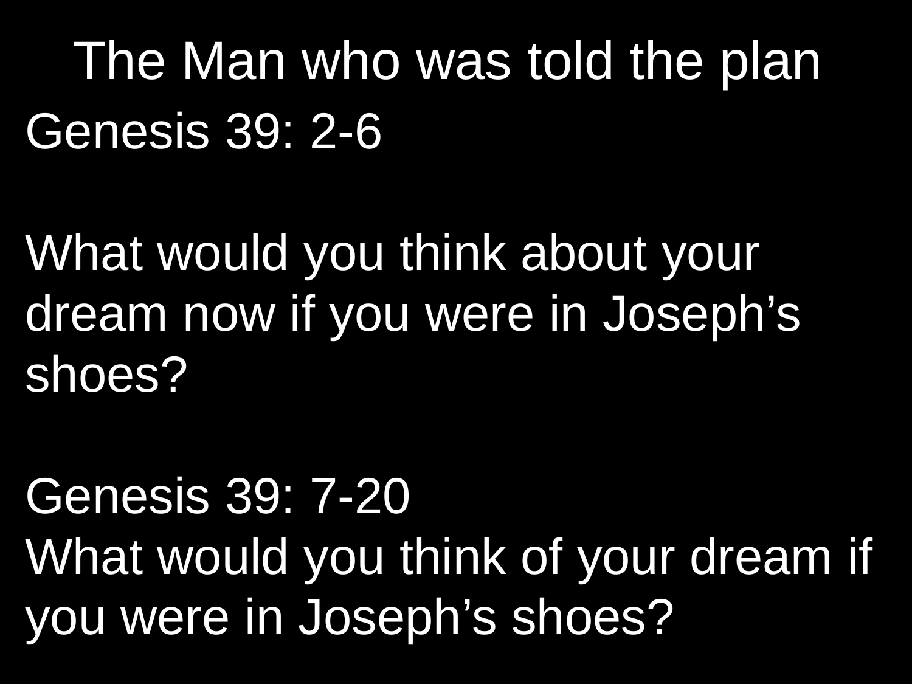# The Man who was told the plan

Genesis 39: 2-6

What would you think about your dream now if you were in Joseph's shoes?

Genesis 39: 7-20

What would you think of your dream if you were in Joseph's shoes?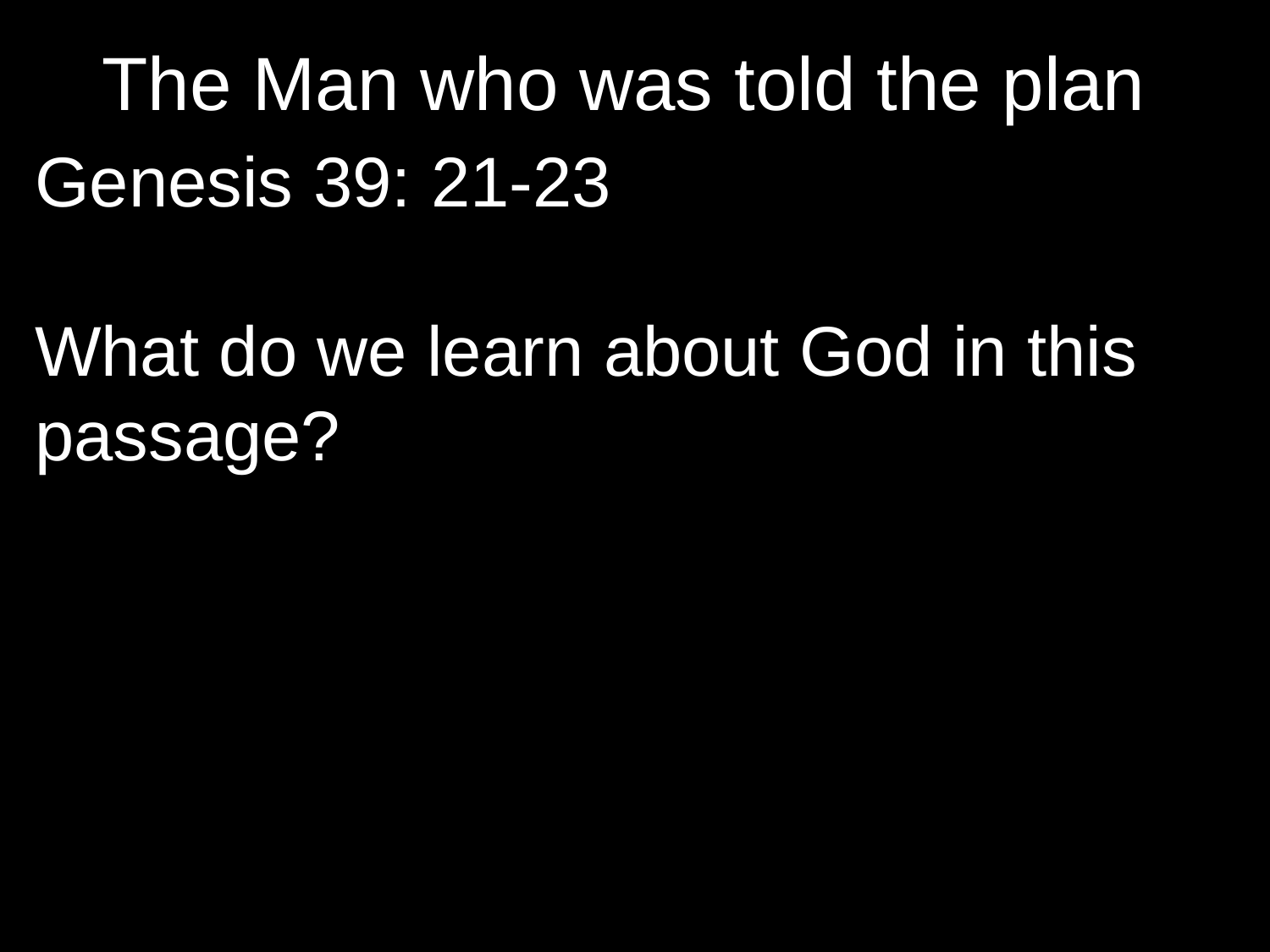# The Man who was told the plan

Genesis 39: 21-23

What do we learn about God in this passage?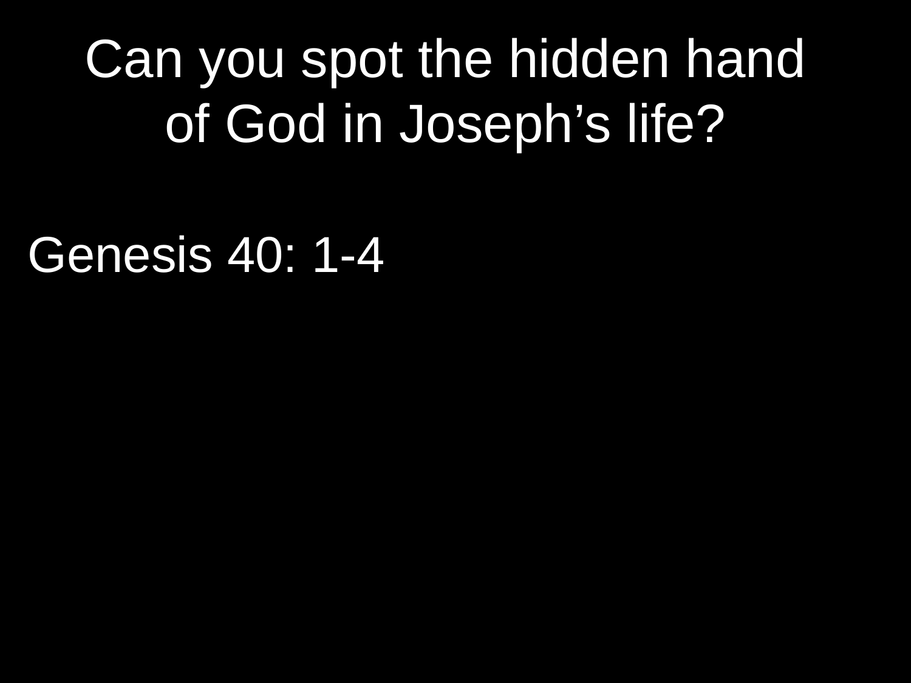# Can you spot the hidden hand of God in Joseph's life?

Genesis 40: 1-4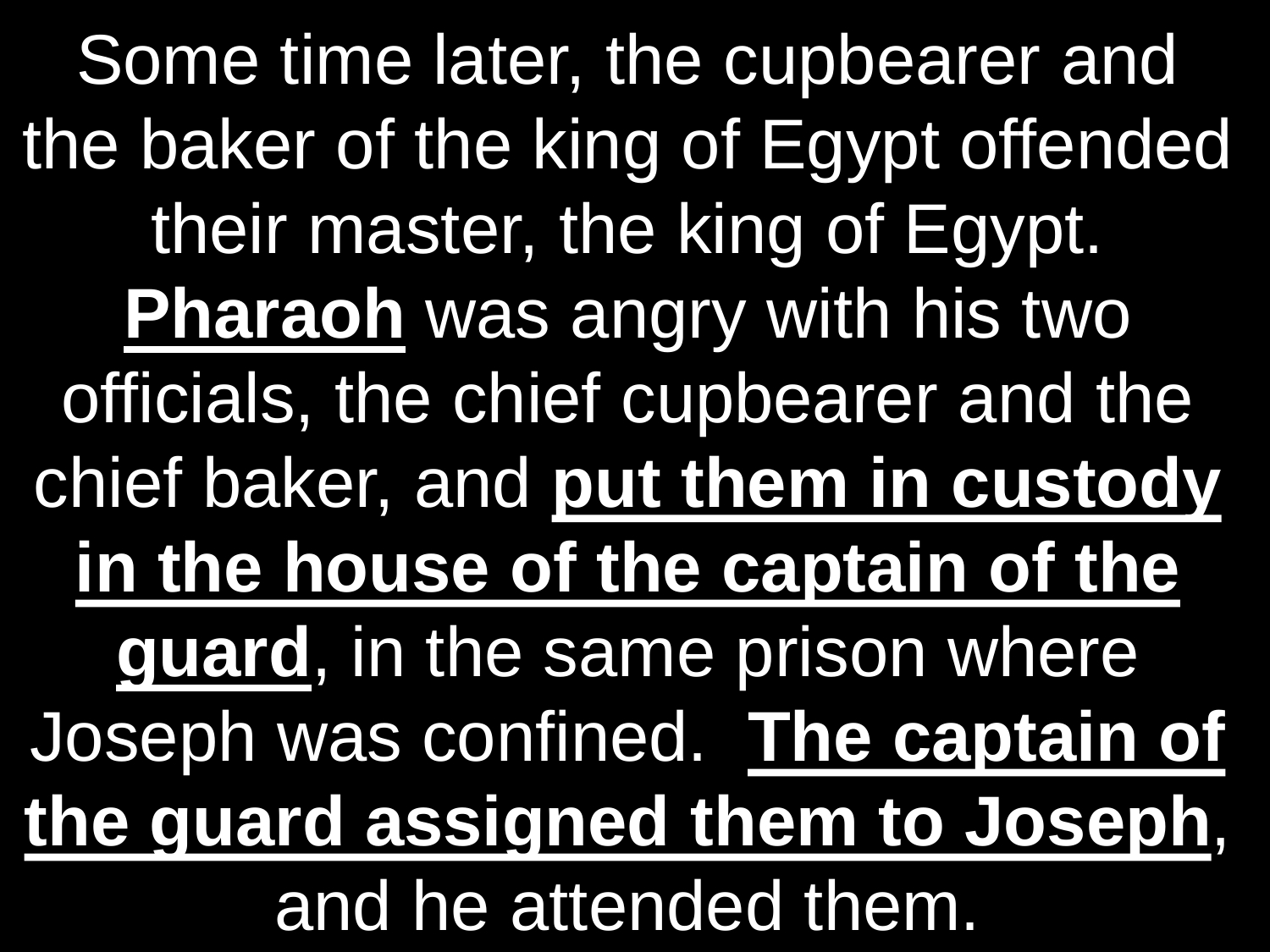Some time later, the cupbearer and the baker of the king of Egypt offended their master, the king of Egypt. **<u>Pharaoh</u>** was angry with his two officials, the chief cupbearer and the chief baker, and **<u>put them in custody in the house of the captain of the guard</u>**, in the same prison where Joseph was confined. **<u>The captain of the guard assigned them to Joseph</u>**, and he attended them.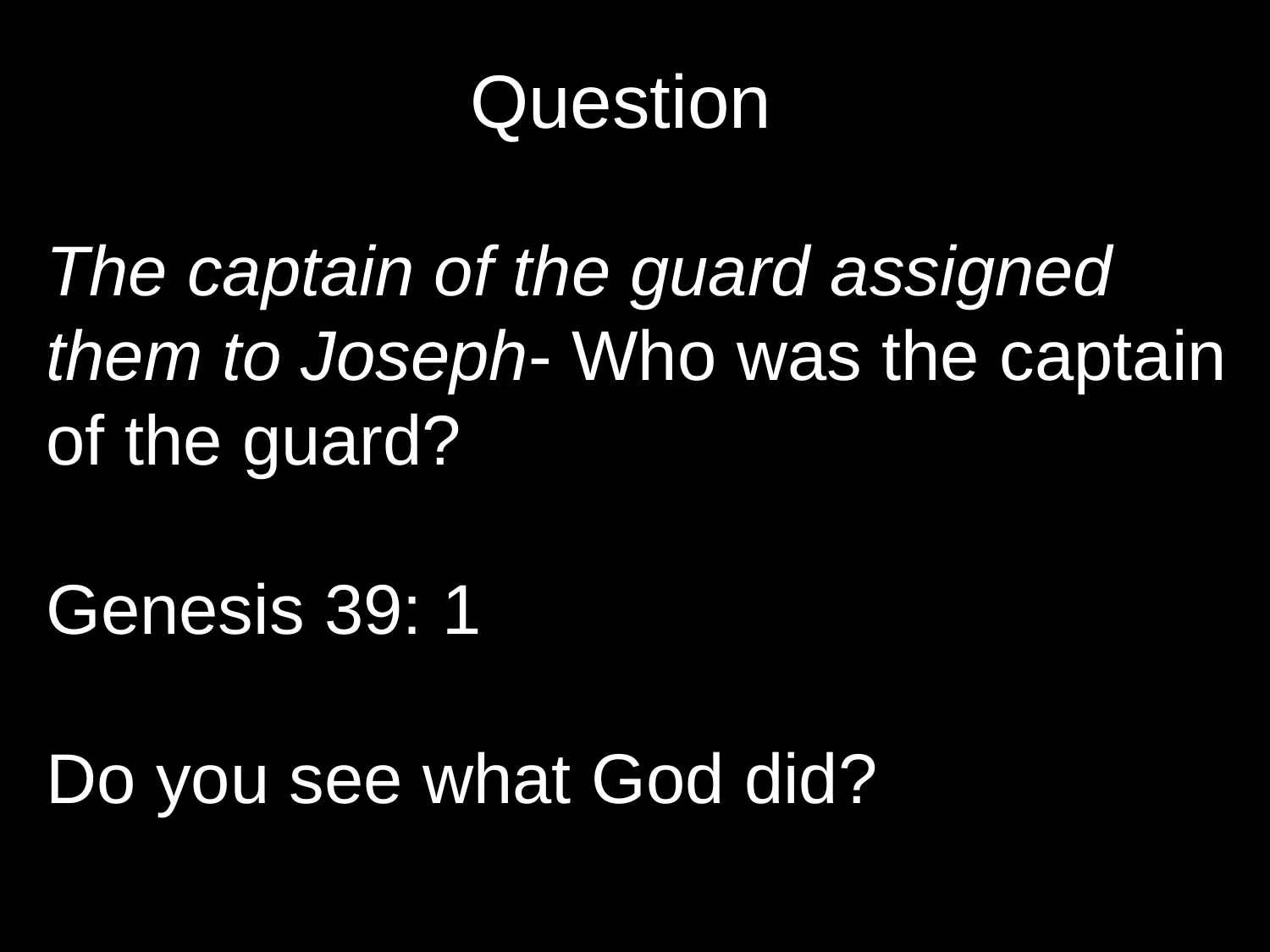# Question

*The captain of the guard assigned them to Joseph*- Who was the captain of the guard?

Genesis 39: 1

Do you see what God did?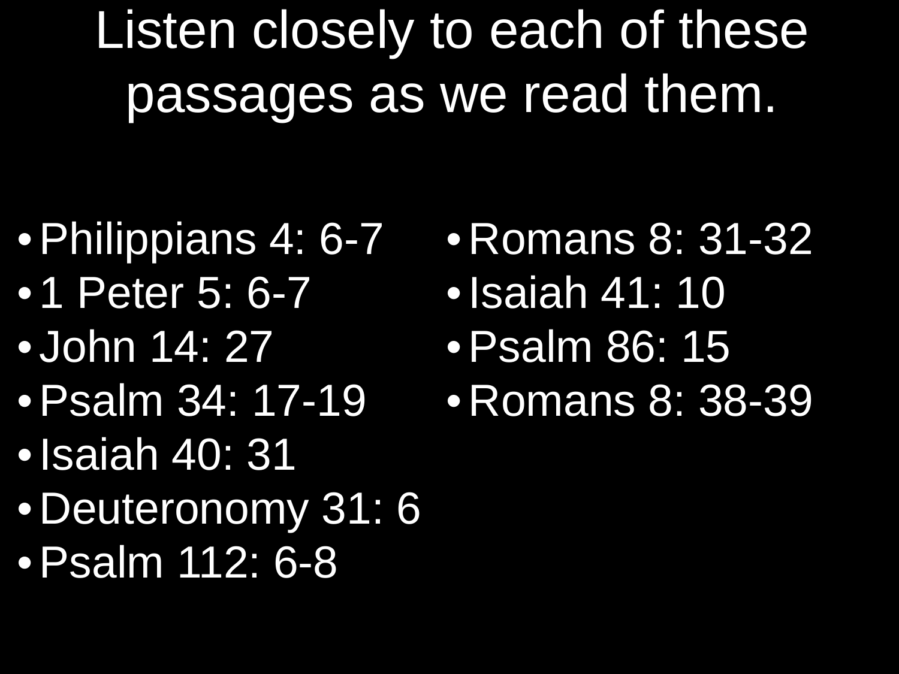# Listen closely to each of these passages as we read them.

- Philippians 4: 6-7
- 1 Peter 5: 6-7
- John 14: 27
- Psalm 34: 17-19
- Isaiah 40: 31
- Deuteronomy 31: 6
- Psalm 112: 6-8
- Romans 8: 31-32
- Isaiah 41: 10
- Psalm 86: 15
- Romans 8: 38-39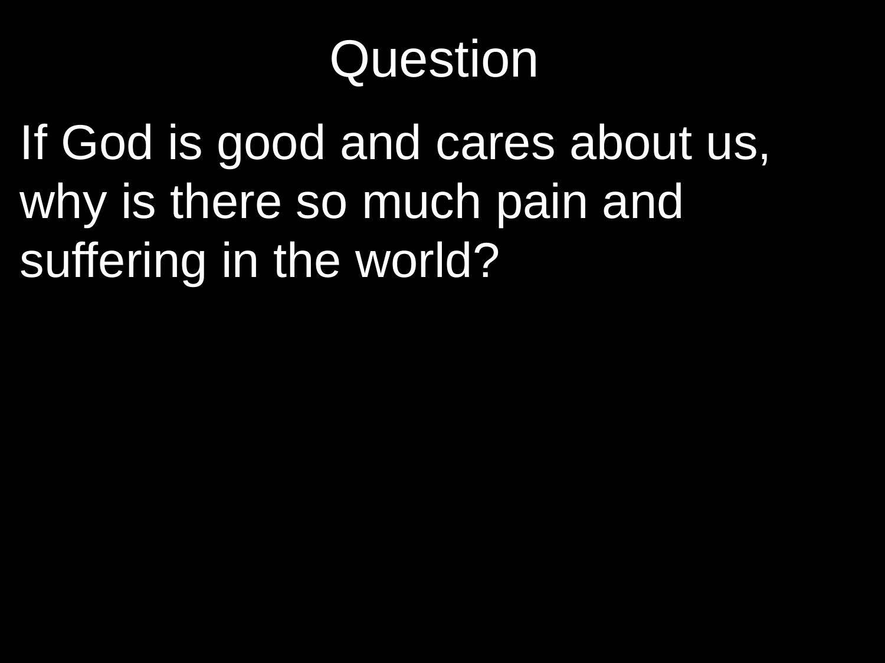# Question

If God is good and cares about us, why is there so much pain and suffering in the world?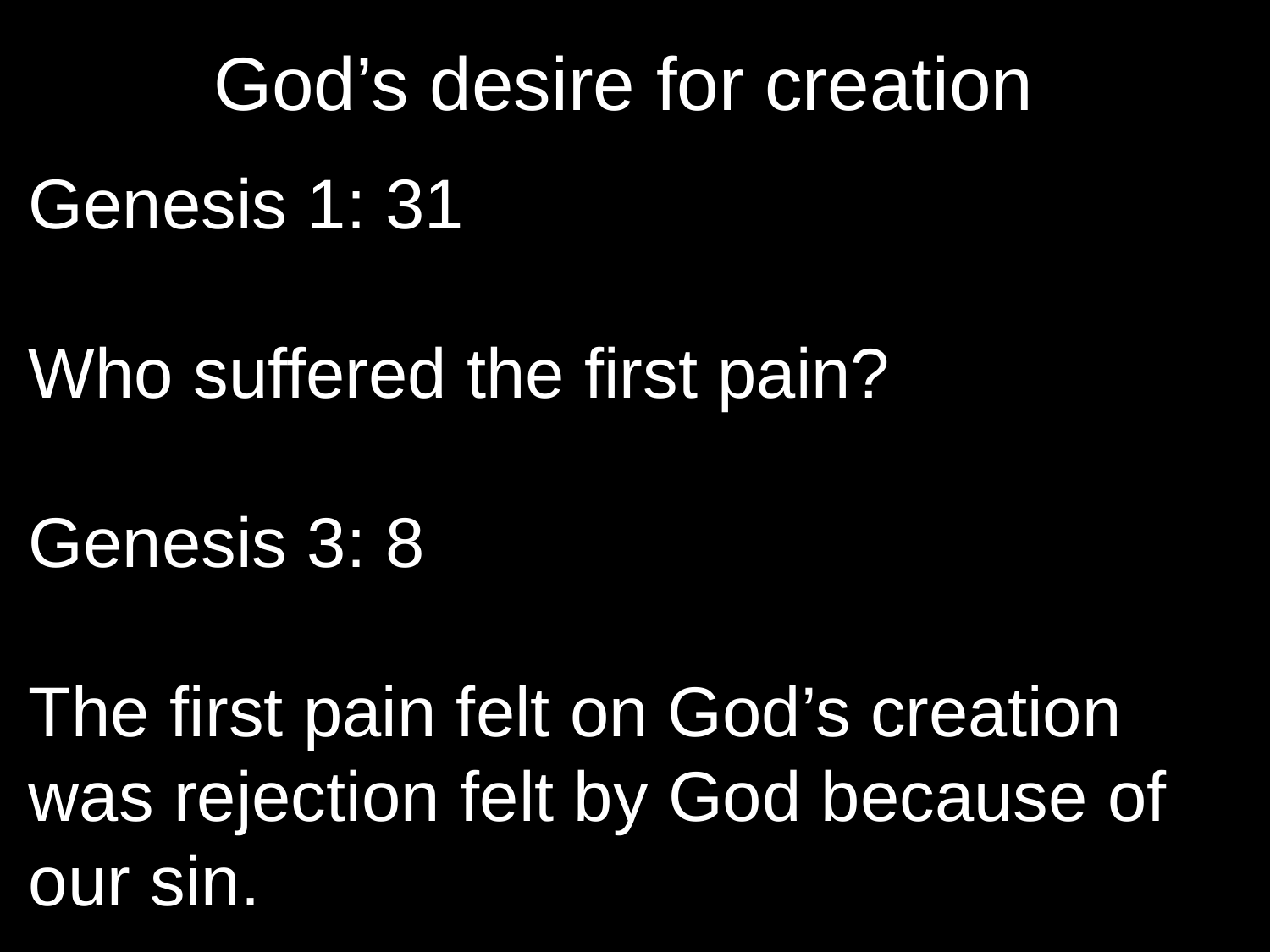# God’s desire for creation

Genesis 1: 31

Who suffered the first pain?

Genesis 3: 8

The first pain felt on God’s creation was rejection felt by God because of our sin.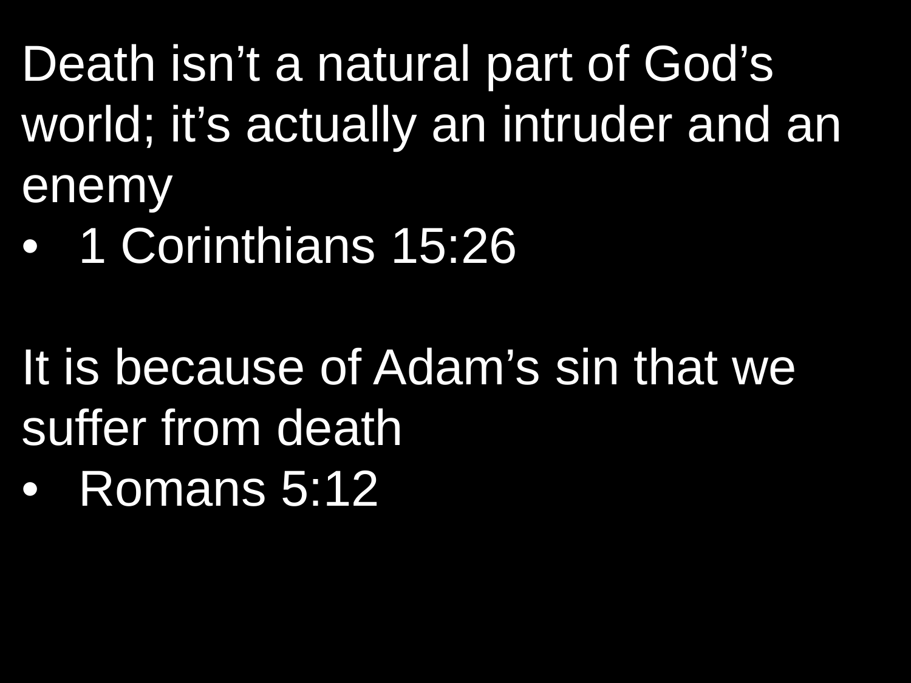Death isn’t a natural part of God’s world; it’s actually an intruder and an enemy

- 1 Corinthians 15:26

It is because of Adam’s sin that we suffer from death

- Romans 5:12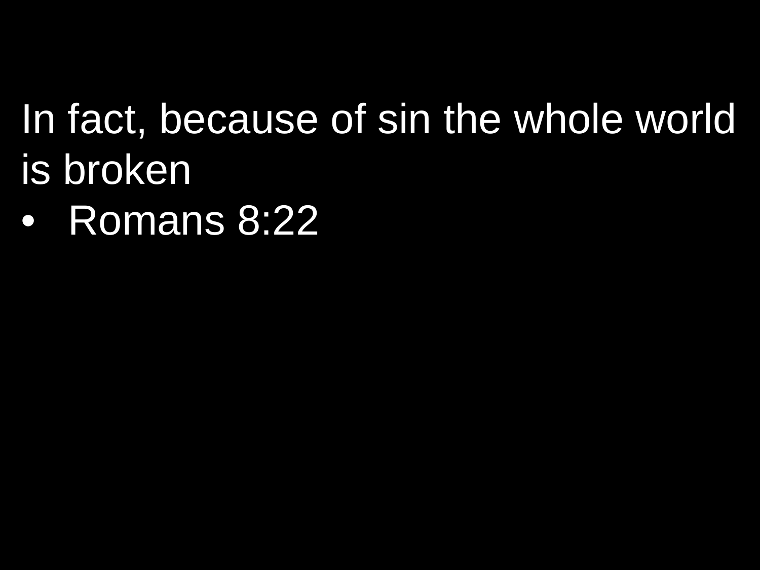In fact, because of sin the whole world is broken

- Romans 8:22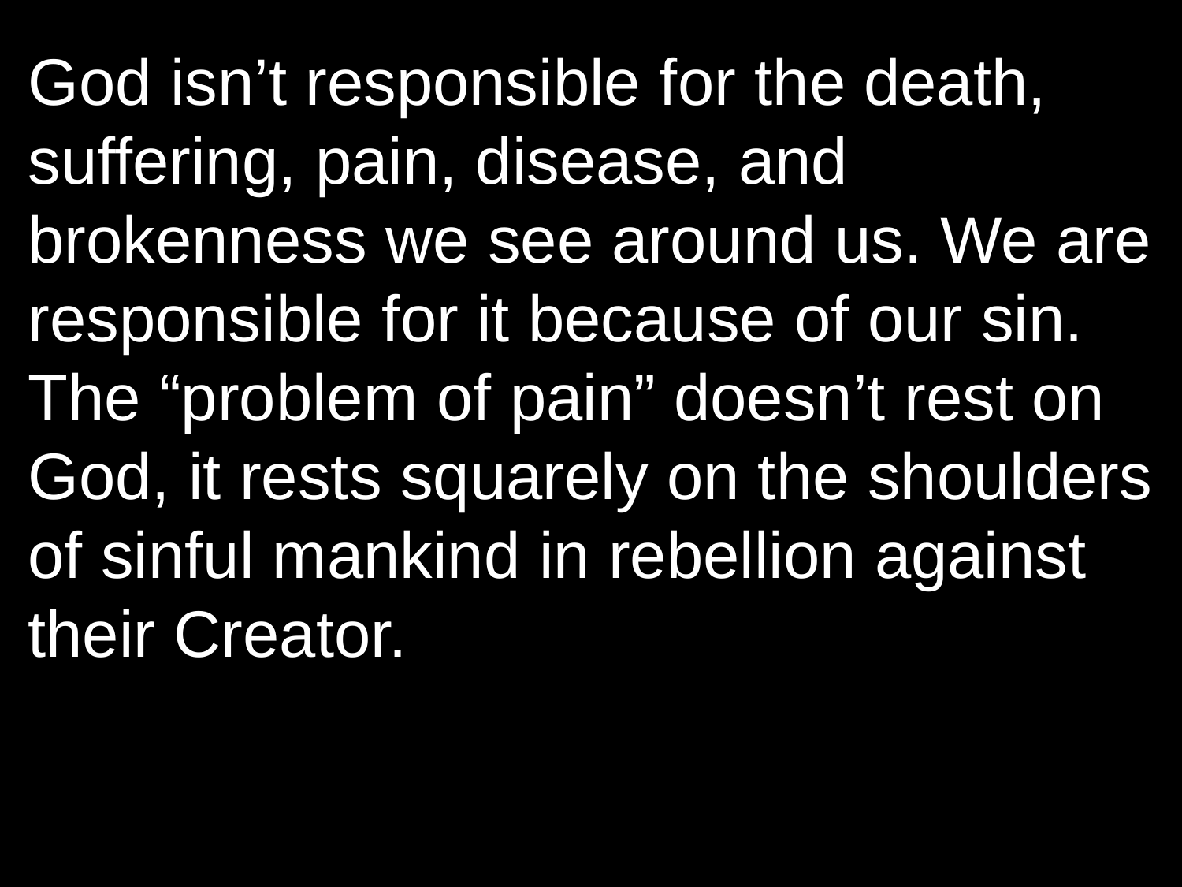God isn’t responsible for the death, suffering, pain, disease, and brokenness we see around us. We are responsible for it because of our sin. The “problem of pain” doesn’t rest on God, it rests squarely on the shoulders of sinful mankind in rebellion against their Creator.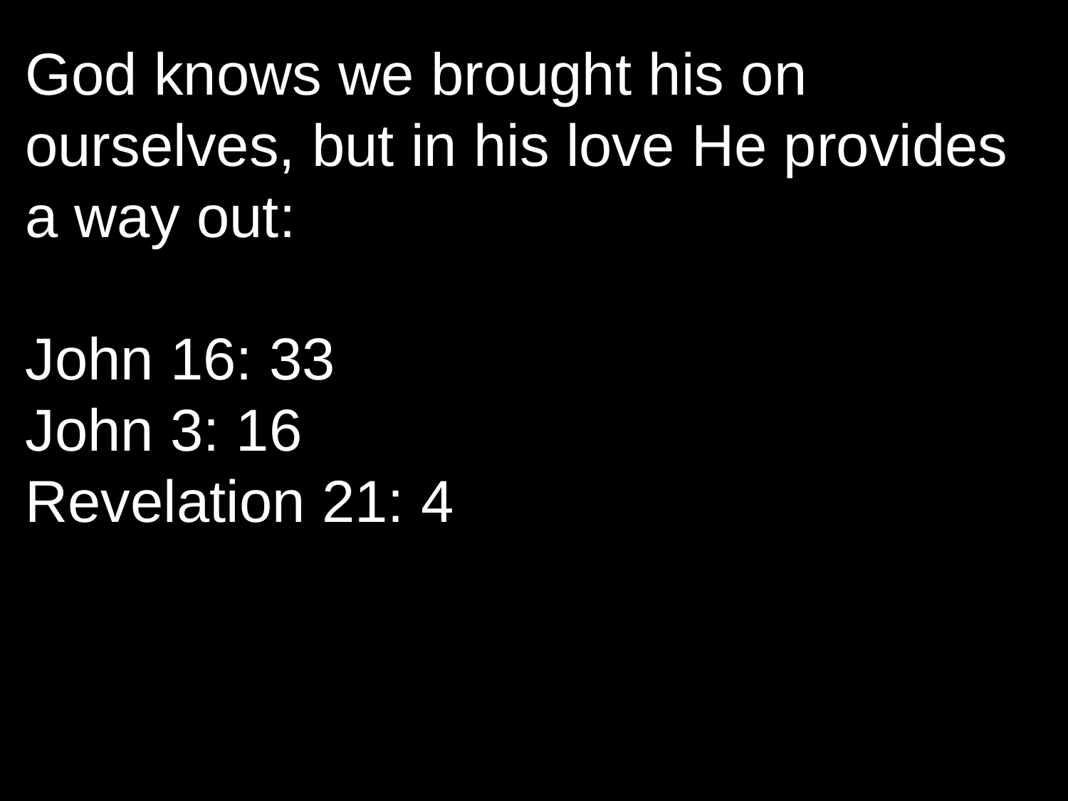God knows we brought his on ourselves, but in his love He provides a way out:

John 16: 33
John 3: 16
Revelation 21: 4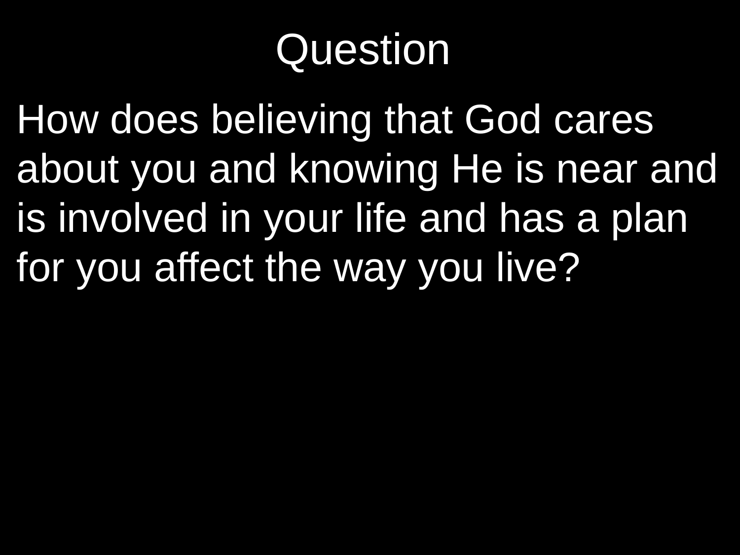# Question

How does believing that God cares about you and knowing He is near and is involved in your life and has a plan for you affect the way you live?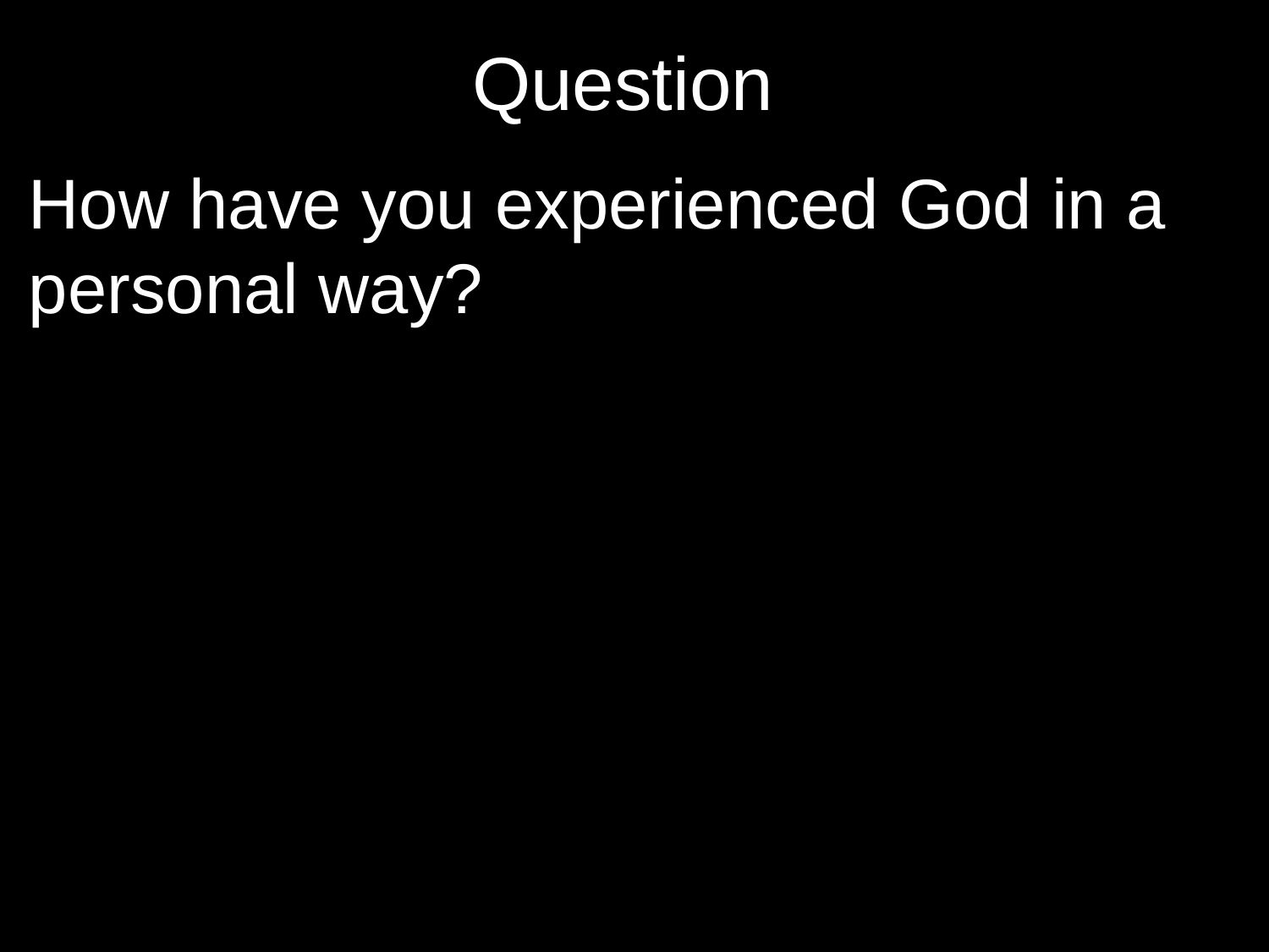# Question

How have you experienced God in a personal way?